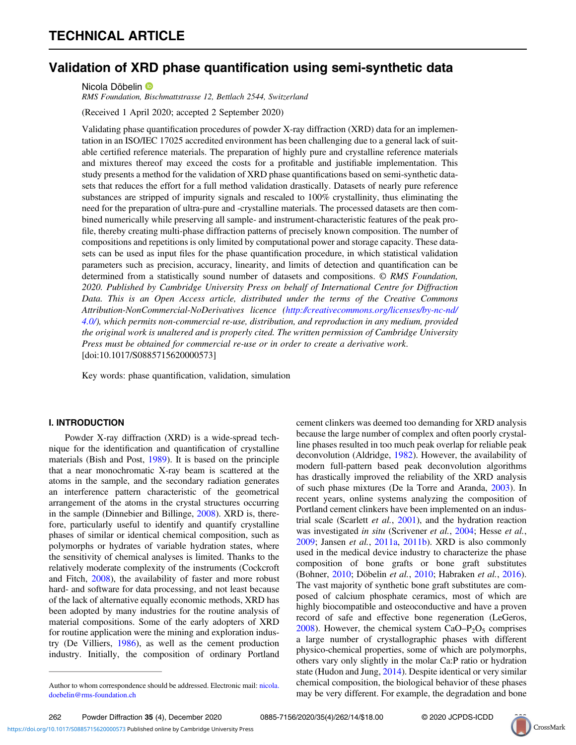TECHNICAL ARTICLE

# Validation of XRD phase quantification using semi-synthetic data

Nicola Döbelin

*RMS Foundation, Bischmattstrasse 12, Bettlach 2544, Switzerland*

(Received 1 April 2020; accepted 2 September 2020)

Validating phase quantification procedures of powder X-ray diffraction (XRD) data for an implementation in an ISO/IEC 17025 accredited environment has been challenging due to a general lack of suitable certified reference materials. The preparation of highly pure and crystalline reference materials and mixtures thereof may exceed the costs for a profitable and justifiable implementation. This study presents a method for the validation of XRD phase quantifications based on semi-synthetic datasets that reduces the effort for a full method validation drastically. Datasets of nearly pure reference substances are stripped of impurity signals and rescaled to 100% crystallinity, thus eliminating the need for the preparation of ultra-pure and -crystalline materials. The processed datasets are then combined numerically while preserving all sample- and instrument-characteristic features of the peak profile, thereby creating multi-phase diffraction patterns of precisely known composition. The number of compositions and repetitions is only limited by computational power and storage capacity. These datasets can be used as input files for the phase quantification procedure, in which statistical validation parameters such as precision, accuracy, linearity, and limits of detection and quantification can be determined from a statistically sound number of datasets and compositions. © *RMS Foundation, 2020. Published by Cambridge University Press on behalf of International Centre for Diffraction Data. This is an Open Access article, distributed under the terms of the Creative Commons Attribution-NonCommercial-NoDerivatives licence (http://creativecommons.org/licenses/by-nc-nd/4.0/), which permits non-commercial re-use, distribution, and reproduction in any medium, provided the original work is unaltered and is properly cited. The written permission of Cambridge University Press must be obtained for commercial re-use or in order to create a derivative work.*
[doi:10.1017/S0885715620000573]

Key words: phase quantification, validation, simulation

## I. INTRODUCTION

Powder X-ray diffraction (XRD) is a wide-spread technique for the identification and quantification of crystalline materials (Bish and Post, 1989). It is based on the principle that a near monochromatic X-ray beam is scattered at the atoms in the sample, and the secondary radiation generates an interference pattern characteristic of the geometrical arrangement of the atoms in the crystal structures occurring in the sample (Dinnebier and Billinge, 2008). XRD is, therefore, particularly useful to identify and quantify crystalline phases of similar or identical chemical composition, such as polymorphs or hydrates of variable hydration states, where the sensitivity of chemical analyses is limited. Thanks to the relatively moderate complexity of the instruments (Cockcroft and Fitch, 2008), the availability of faster and more robust hard- and software for data processing, and not least because of the lack of alternative equally economic methods, XRD has been adopted by many industries for the routine analysis of material compositions. Some of the early adopters of XRD for routine application were the mining and exploration industry (De Villiers, 1986), as well as the cement production industry. Initially, the composition of ordinary Portland cement clinkers was deemed too demanding for XRD analysis because the large number of complex and often poorly crystalline phases resulted in too much peak overlap for reliable peak deconvolution (Aldridge, 1982). However, the availability of modern full-pattern based peak deconvolution algorithms has drastically improved the reliability of the XRD analysis of such phase mixtures (De la Torre and Aranda, 2003). In recent years, online systems analyzing the composition of Portland cement clinkers have been implemented on an industrial scale (Scarlett *et al.*, 2001), and the hydration reaction was investigated *in situ* (Scrivener *et al.*, 2004; Hesse *et al.*, 2009; Jansen *et al.*, 2011a, 2011b). XRD is also commonly used in the medical device industry to characterize the phase composition of bone grafts or bone graft substitutes (Bohner, 2010; Döbelin *et al.*, 2010; Habraken *et al.*, 2016). The vast majority of synthetic bone graft substitutes are composed of calcium phosphate ceramics, most of which are highly biocompatible and osteoconductive and have a proven record of safe and effective bone regeneration (LeGeros, 2008). However, the chemical system $CaO–P_2O_5$ comprises a large number of crystallographic phases with different physico-chemical properties, some of which are polymorphs, others vary only slightly in the molar Ca:P ratio or hydration state (Hudon and Jung, 2014). Despite identical or very similar chemical composition, the biological behavior of these phases may be very different. For example, the degradation and bone

---

Author to whom correspondence should be addressed. Electronic mail: nicola.doebelin@rms-foundation.ch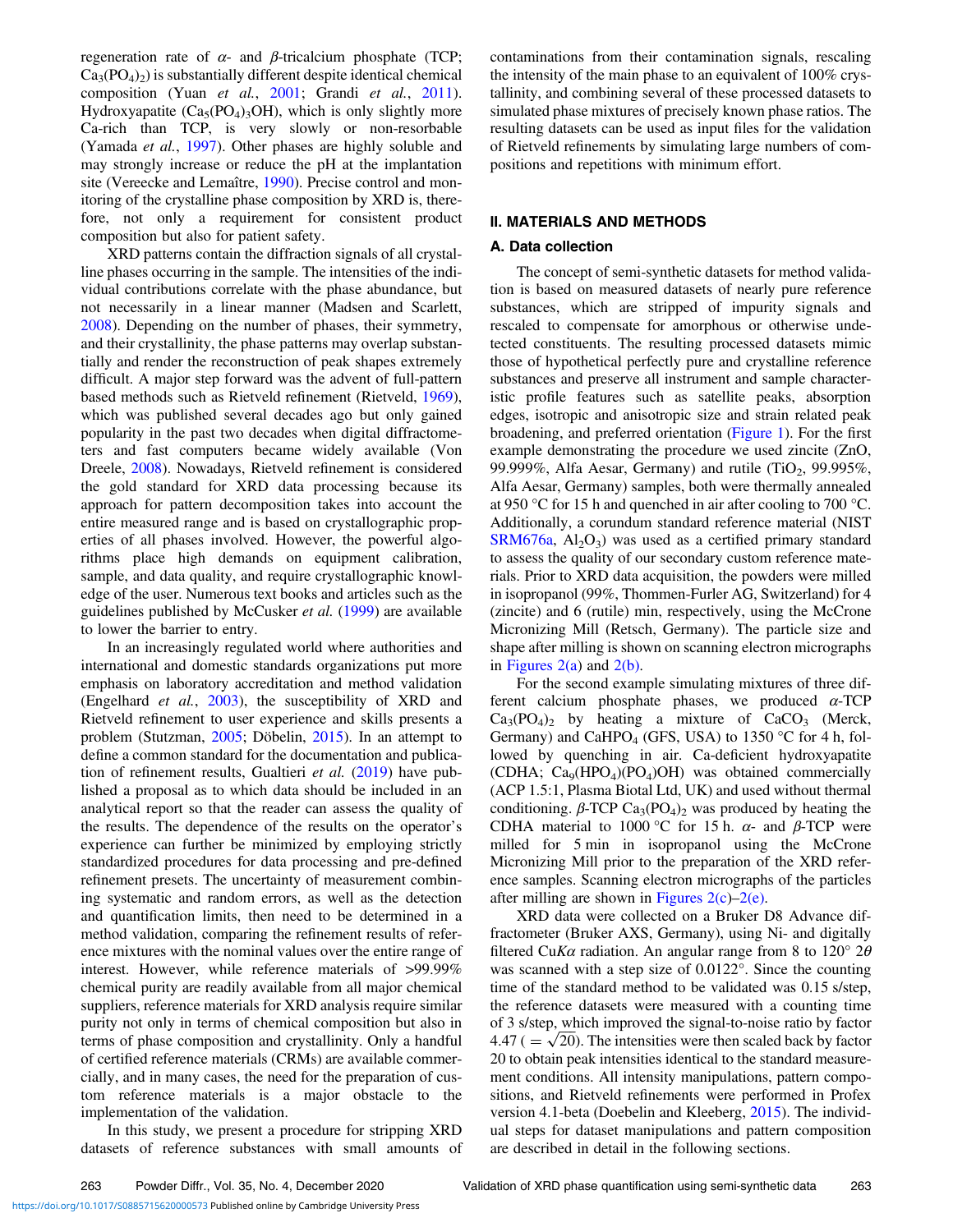regeneration rate of $\alpha$- and $\beta$-tricalcium phosphate (TCP; $Ca_3(PO_4)_2$) is substantially different despite identical chemical composition (Yuan *et al.*, 2001; Grandi *et al.*, 2011). Hydroxyapatite ($Ca_5(PO_4)_3OH$), which is only slightly more Ca-rich than TCP, is very slowly or non-resorbable (Yamada *et al.*, 1997). Other phases are highly soluble and may strongly increase or reduce the pH at the implantation site (Vereecke and Lemaître, 1990). Precise control and monitoring of the crystalline phase composition by XRD is, therefore, not only a requirement for consistent product composition but also for patient safety.

XRD patterns contain the diffraction signals of all crystalline phases occurring in the sample. The intensities of the individual contributions correlate with the phase abundance, but not necessarily in a linear manner (Madsen and Scarlett, 2008). Depending on the number of phases, their symmetry, and their crystallinity, the phase patterns may overlap substantially and render the reconstruction of peak shapes extremely difficult. A major step forward was the advent of full-pattern based methods such as Rietveld refinement (Rietveld, 1969), which was published several decades ago but only gained popularity in the past two decades when digital diffractometers and fast computers became widely available (Von Dreele, 2008). Nowadays, Rietveld refinement is considered the gold standard for XRD data processing because its approach for pattern decomposition takes into account the entire measured range and is based on crystallographic properties of all phases involved. However, the powerful algorithms place high demands on equipment calibration, sample, and data quality, and require crystallographic knowledge of the user. Numerous text books and articles such as the guidelines published by McCusker *et al.* (1999) are available to lower the barrier to entry.

In an increasingly regulated world where authorities and international and domestic standards organizations put more emphasis on laboratory accreditation and method validation (Engelhard *et al.*, 2003), the susceptibility of XRD and Rietveld refinement to user experience and skills presents a problem (Stutzman, 2005; Döbelin, 2015). In an attempt to define a common standard for the documentation and publication of refinement results, Gualtieri *et al.* (2019) have published a proposal as to which data should be included in an analytical report so that the reader can assess the quality of the results. The dependence of the results on the operator's experience can further be minimized by employing strictly standardized procedures for data processing and pre-defined refinement presets. The uncertainty of measurement combining systematic and random errors, as well as the detection and quantification limits, then need to be determined in a method validation, comparing the refinement results of reference mixtures with the nominal values over the entire range of interest. However, while reference materials of >99.99% chemical purity are readily available from all major chemical suppliers, reference materials for XRD analysis require similar purity not only in terms of chemical composition but also in terms of phase composition and crystallinity. Only a handful of certified reference materials (CRMs) are available commercially, and in many cases, the need for the preparation of custom reference materials is a major obstacle to the implementation of the validation.

In this study, we present a procedure for stripping XRD datasets of reference substances with small amounts of contaminations from their contamination signals, rescaling the intensity of the main phase to an equivalent of 100% crystallinity, and combining several of these processed datasets to simulated phase mixtures of precisely known phase ratios. The resulting datasets can be used as input files for the validation of Rietveld refinements by simulating large numbers of compositions and repetitions with minimum effort.

## II. MATERIALS AND METHODS

### A. Data collection

The concept of semi-synthetic datasets for method validation is based on measured datasets of nearly pure reference substances, which are stripped of impurity signals and rescaled to compensate for amorphous or otherwise undetected constituents. The resulting processed datasets mimic those of hypothetical perfectly pure and crystalline reference substances and preserve all instrument and sample characteristic profile features such as satellite peaks, absorption edges, isotropic and anisotropic size and strain related peak broadening, and preferred orientation (Figure 1). For the first example demonstrating the procedure we used zincite (ZnO, 99.999%, Alfa Aesar, Germany) and rutile ($TiO_2$, 99.995%, Alfa Aesar, Germany) samples, both were thermally annealed at 950 °C for 15 h and quenched in air after cooling to 700 °C. Additionally, a corundum standard reference material (NIST SRM676a, $Al_2O_3$) was used as a certified primary standard to assess the quality of our secondary custom reference materials. Prior to XRD data acquisition, the powders were milled in isopropanol (99%, Thommen-Furler AG, Switzerland) for 4 (zincite) and 6 (rutile) min, respectively, using the McCrone Micronizing Mill (Retsch, Germany). The particle size and shape after milling is shown on scanning electron micrographs in Figures 2(a) and 2(b).

For the second example simulating mixtures of three different calcium phosphate phases, we produced $\alpha$-TCP $Ca_3(PO_4)_2$ by heating a mixture of $CaCO_3$ (Merck, Germany) and $CaHPO_4$ (GFS, USA) to 1350 °C for 4 h, followed by quenching in air. Ca-deficient hydroxyapatite (CDHA; $Ca_9(HPO_4)(PO_4)OH$) was obtained commercially (ACP 1.5:1, Plasma Biotal Ltd, UK) and used without thermal conditioning. $\beta$-TCP $Ca_3(PO_4)_2$ was produced by heating the CDHA material to 1000 °C for 15 h. $\alpha$- and $\beta$-TCP were milled for 5 min in isopropanol using the McCrone Micronizing Mill prior to the preparation of the XRD reference samples. Scanning electron micrographs of the particles after milling are shown in Figures 2(c)–2(e).

XRD data were collected on a Bruker D8 Advance diffractometer (Bruker AXS, Germany), using Ni- and digitally filtered Cu$K\alpha$ radiation. An angular range from 8 to 120° 2$\theta$ was scanned with a step size of 0.0122°. Since the counting time of the standard method to be validated was 0.15 s/step, the reference datasets were measured with a counting time of 3 s/step, which improved the signal-to-noise ratio by factor 4.47 ($=\sqrt{20}$). The intensities were then scaled back by factor 20 to obtain peak intensities identical to the standard measurement conditions. All intensity manipulations, pattern compositions, and Rietveld refinements were performed in Profex version 4.1-beta (Doebelin and Kleeberg, 2015). The individual steps for dataset manipulations and pattern composition are described in detail in the following sections.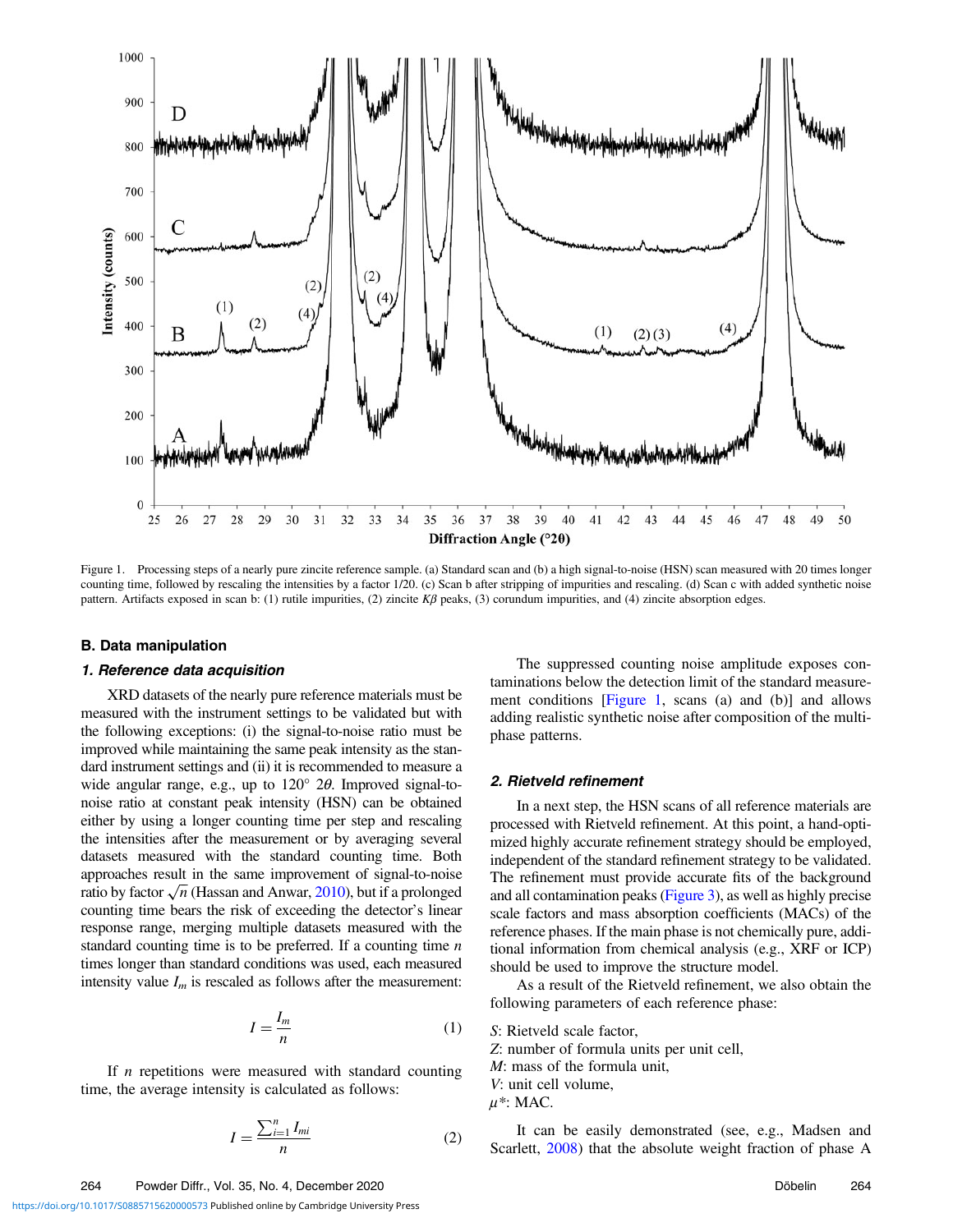Figure 1. Processing steps of a nearly pure zincite reference sample. (a) Standard scan and (b) a high signal-to-noise (HSN) scan measured with 20 times longer counting time, followed by rescaling the intensities by a factor 1/20. (c) Scan b after stripping of impurities and rescaling. (d) Scan c with added synthetic noise pattern. Artifacts exposed in scan b: (1) rutile impurities, (2) zincite $K\beta$ peaks, (3) corundum impurities, and (4) zincite absorption edges.

### B. Data manipulation

#### 1. Reference data acquisition

XRD datasets of the nearly pure reference materials must be measured with the instrument settings to be validated but with the following exceptions: (i) the signal-to-noise ratio must be improved while maintaining the same peak intensity as the standard instrument settings and (ii) it is recommended to measure a wide angular range, e.g., up to 120° 2$\theta$. Improved signal-to-noise ratio at constant peak intensity (HSN) can be obtained either by using a longer counting time per step and rescaling the intensities after the measurement or by averaging several datasets measured with the standard counting time. Both approaches result in the same improvement of signal-to-noise ratio by factor $\sqrt{n}$ (Hassan and Anwar, 2010), but if a prolonged counting time bears the risk of exceeding the detector's linear response range, merging multiple datasets measured with the standard counting time is to be preferred. If a counting time $n$ times longer than standard conditions was used, each measured intensity value $I_m$ is rescaled as follows after the measurement:

$$I = \frac{I_m}{n} \tag{1}$$

If $n$ repetitions were measured with standard counting time, the average intensity is calculated as follows:

$$I = \frac{\sum_{i=1}^{n} I_{mi}}{n} \tag{2}$$

The suppressed counting noise amplitude exposes contaminations below the detection limit of the standard measurement conditions [Figure 1, scans (a) and (b)] and allows adding realistic synthetic noise after composition of the multi-phase patterns.

#### 2. Rietveld refinement

In a next step, the HSN scans of all reference materials are processed with Rietveld refinement. At this point, a hand-optimized highly accurate refinement strategy should be employed, independent of the standard refinement strategy to be validated. The refinement must provide accurate fits of the background and all contamination peaks (Figure 3), as well as highly precise scale factors and mass absorption coefficients (MACs) of the reference phases. If the main phase is not chemically pure, additional information from chemical analysis (e.g., XRF or ICP) should be used to improve the structure model.

As a result of the Rietveld refinement, we also obtain the following parameters of each reference phase:

$S$: Rietveld scale factor,
$Z$: number of formula units per unit cell,
$M$: mass of the formula unit,
$V$: unit cell volume,
$\mu^*$: MAC.

It can be easily demonstrated (see, e.g., Madsen and Scarlett, 2008) that the absolute weight fraction of phase A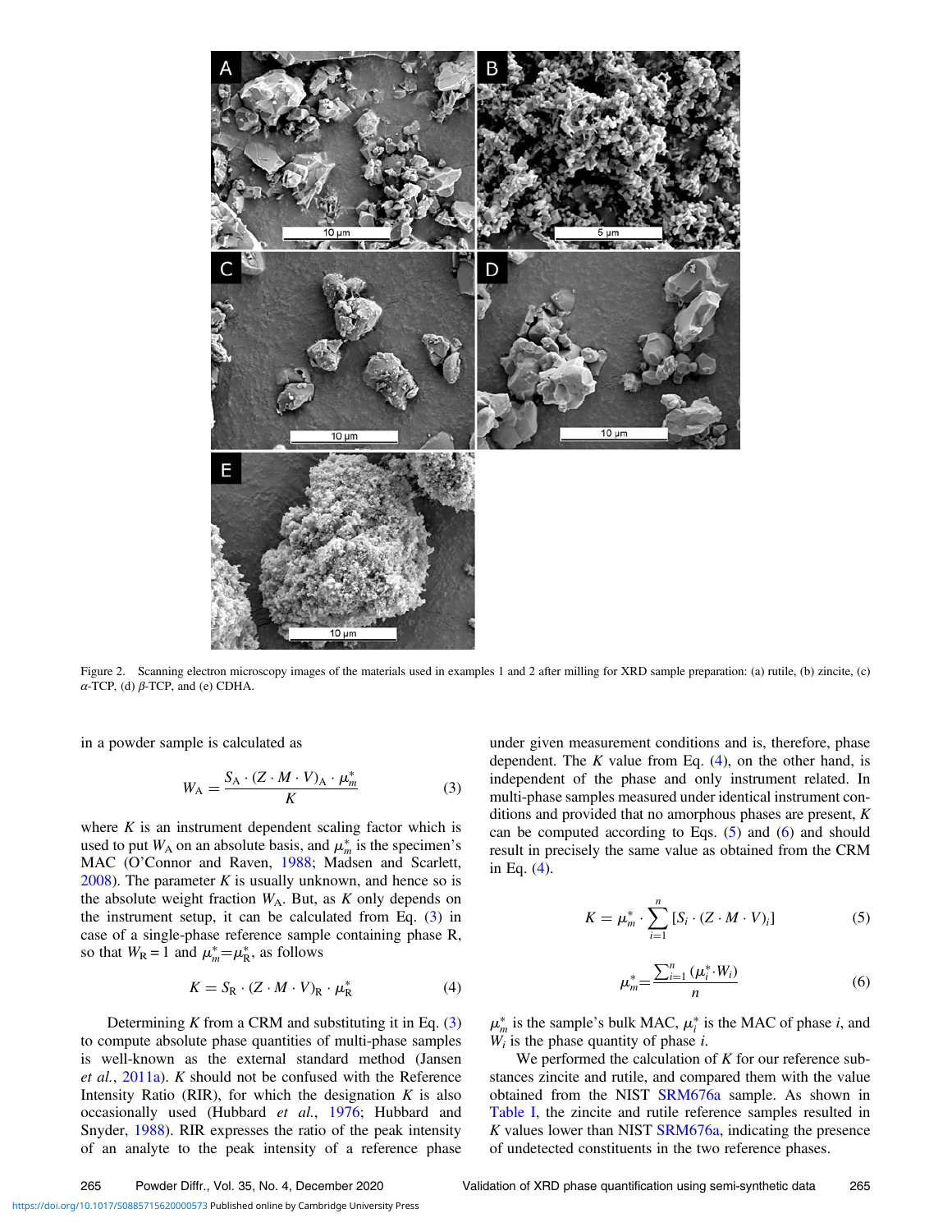Figure 2. Scanning electron microscopy images of the materials used in examples 1 and 2 after milling for XRD sample preparation: (a) rutile, (b) zincite, (c) $\alpha$-TCP, (d) $\beta$-TCP, and (e) CDHA.

in a powder sample is calculated as

$$W_A = \frac{S_A \cdot (Z \cdot M \cdot V)_A \cdot \mu_m^*}{K} \tag{3}$$

where $K$ is an instrument dependent scaling factor which is used to put $W_A$ on an absolute basis, and $\mu_m^*$ is the specimen's MAC (O'Connor and Raven, 1988; Madsen and Scarlett, 2008). The parameter $K$ is usually unknown, and hence so is the absolute weight fraction $W_A$. But, as $K$ only depends on the instrument setup, it can be calculated from Eq. (3) in case of a single-phase reference sample containing phase R, so that $W_R = 1$ and $\mu_m^* = \mu_R^*$, as follows

$$K = S_R \cdot (Z \cdot M \cdot V)_R \cdot \mu_R^* \tag{4}$$

Determining $K$ from a CRM and substituting it in Eq. (3) to compute absolute phase quantities of multi-phase samples is well-known as the external standard method (Jansen *et al.*, 2011a). $K$ should not be confused with the Reference Intensity Ratio (RIR), for which the designation $K$ is also occasionally used (Hubbard *et al.*, 1976; Hubbard and Snyder, 1988). RIR expresses the ratio of the peak intensity of an analyte to the peak intensity of a reference phase under given measurement conditions and is, therefore, phase dependent. The $K$ value from Eq. (4), on the other hand, is independent of the phase and only instrument related. In multi-phase samples measured under identical instrument conditions and provided that no amorphous phases are present, $K$ can be computed according to Eqs. (5) and (6) and should result in precisely the same value as obtained from the CRM in Eq. (4).

$$K = \mu_m^* \cdot \sum_{i=1}^{n} [S_i \cdot (Z \cdot M \cdot V)_i] \tag{5}$$

$$\mu_m^* = \frac{\sum_{i=1}^{n} (\mu_i^* \cdot W_i)}{n} \tag{6}$$

$\mu_m^*$ is the sample's bulk MAC, $\mu_i^*$ is the MAC of phase $i$, and $W_i$ is the phase quantity of phase $i$.

We performed the calculation of $K$ for our reference substances zincite and rutile, and compared them with the value obtained from the NIST SRM676a sample. As shown in Table I, the zincite and rutile reference samples resulted in $K$ values lower than NIST SRM676a, indicating the presence of undetected constituents in the two reference phases.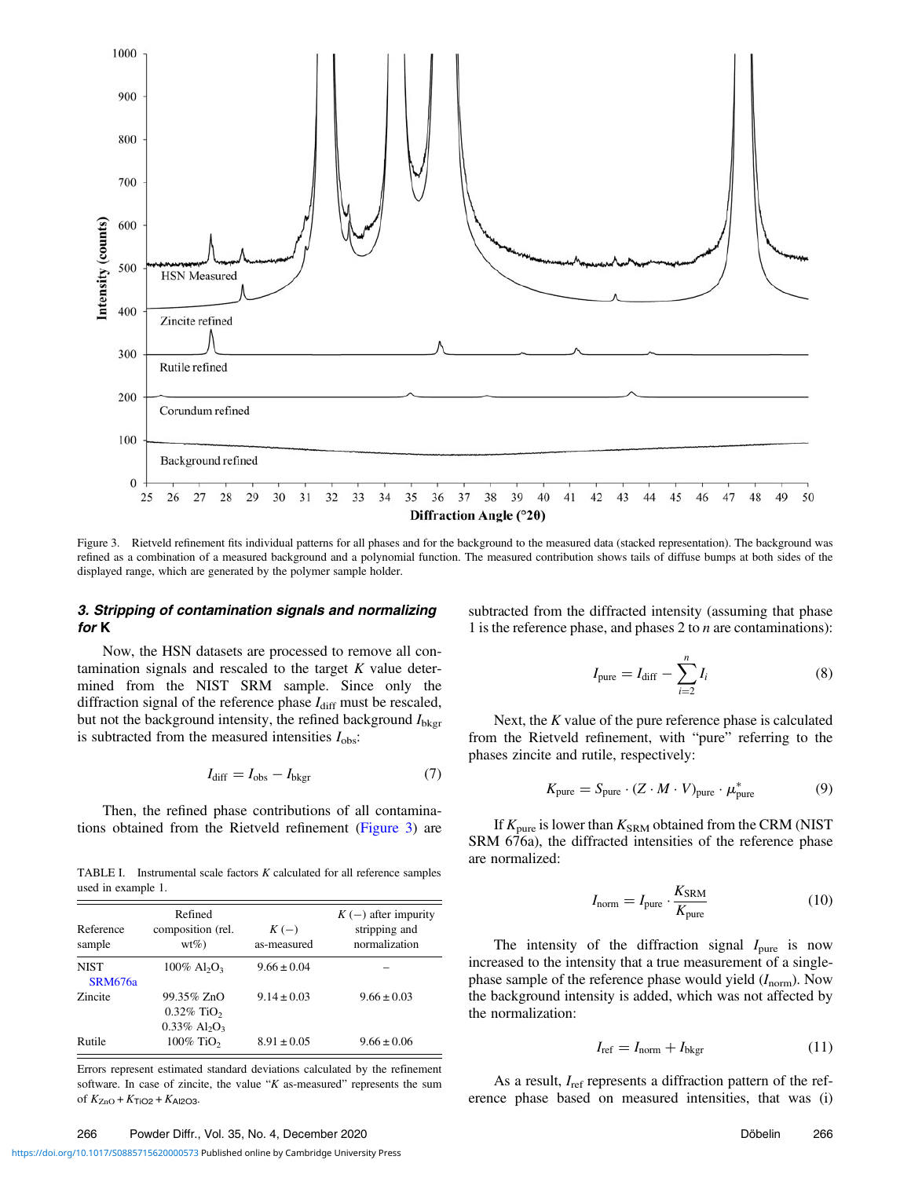Figure 3. Rietveld refinement fits individual patterns for all phases and for the background to the measured data (stacked representation). The background was refined as a combination of a measured background and a polynomial function. The measured contribution shows tails of diffuse bumps at both sides of the displayed range, which are generated by the polymer sample holder.

### 3. Stripping of contamination signals and normalizing for K

Now, the HSN datasets are processed to remove all contamination signals and rescaled to the target $K$ value determined from the NIST SRM sample. Since only the diffraction signal of the reference phase $I_{diff}$ must be rescaled, but not the background intensity, the refined background $I_{bkgr}$ is subtracted from the measured intensities $I_{obs}$:

$$I_{diff} = I_{obs} - I_{bkgr} \tag{7}$$

Then, the refined phase contributions of all contaminations obtained from the Rietveld refinement (Figure 3) are subtracted from the diffracted intensity (assuming that phase 1 is the reference phase, and phases 2 to $n$ are contaminations):

$$I_{pure} = I_{diff} - \sum_{i=2}^{n} I_i \tag{8}$$

Next, the $K$ value of the pure reference phase is calculated from the Rietveld refinement, with "pure" referring to the phases zincite and rutile, respectively:

$$K_{pure} = S_{pure} \cdot (Z \cdot M \cdot V)_{pure} \cdot \mu^*_{pure} \tag{9}$$

If $K_{pure}$ is lower than $K_{SRM}$ obtained from the CRM (NIST SRM 676a), the diffracted intensities of the reference phase are normalized:

$$I_{norm} = I_{pure} \cdot \frac{K_{SRM}}{K_{pure}} \tag{10}$$

The intensity of the diffraction signal $I_{pure}$ is now increased to the intensity that a true measurement of a single-phase sample of the reference phase would yield ($I_{norm}$). Now the background intensity is added, which was not affected by the normalization:

$$I_{ref} = I_{norm} + I_{bkgr} \tag{11}$$

As a result, $I_{ref}$ represents a diffraction pattern of the reference phase based on measured intensities, that was (i)

TABLE I. Instrumental scale factors $K$ calculated for all reference samples used in example 1.

| Reference sample | Refined composition (rel. wt%) | $K$ (−) as-measured | $K$ (−) after impurity stripping and normalization |
|---|---|---|---|
| NIST SRM676a | 100% $Al_2O_3$ | 9.66 ± 0.04 | – |
| Zincite | 99.35% ZnO<br>0.32% $TiO_2$<br>0.33% $Al_2O_3$ | 9.14 ± 0.03 | 9.66 ± 0.03 |
| Rutile | 100% $TiO_2$ | 8.91 ± 0.05 | 9.66 ± 0.06 |

Errors represent estimated standard deviations calculated by the refinement software. In case of zincite, the value "$K$ as-measured" represents the sum of $K_{ZnO} + K_{TiO2} + K_{Al2O3}$.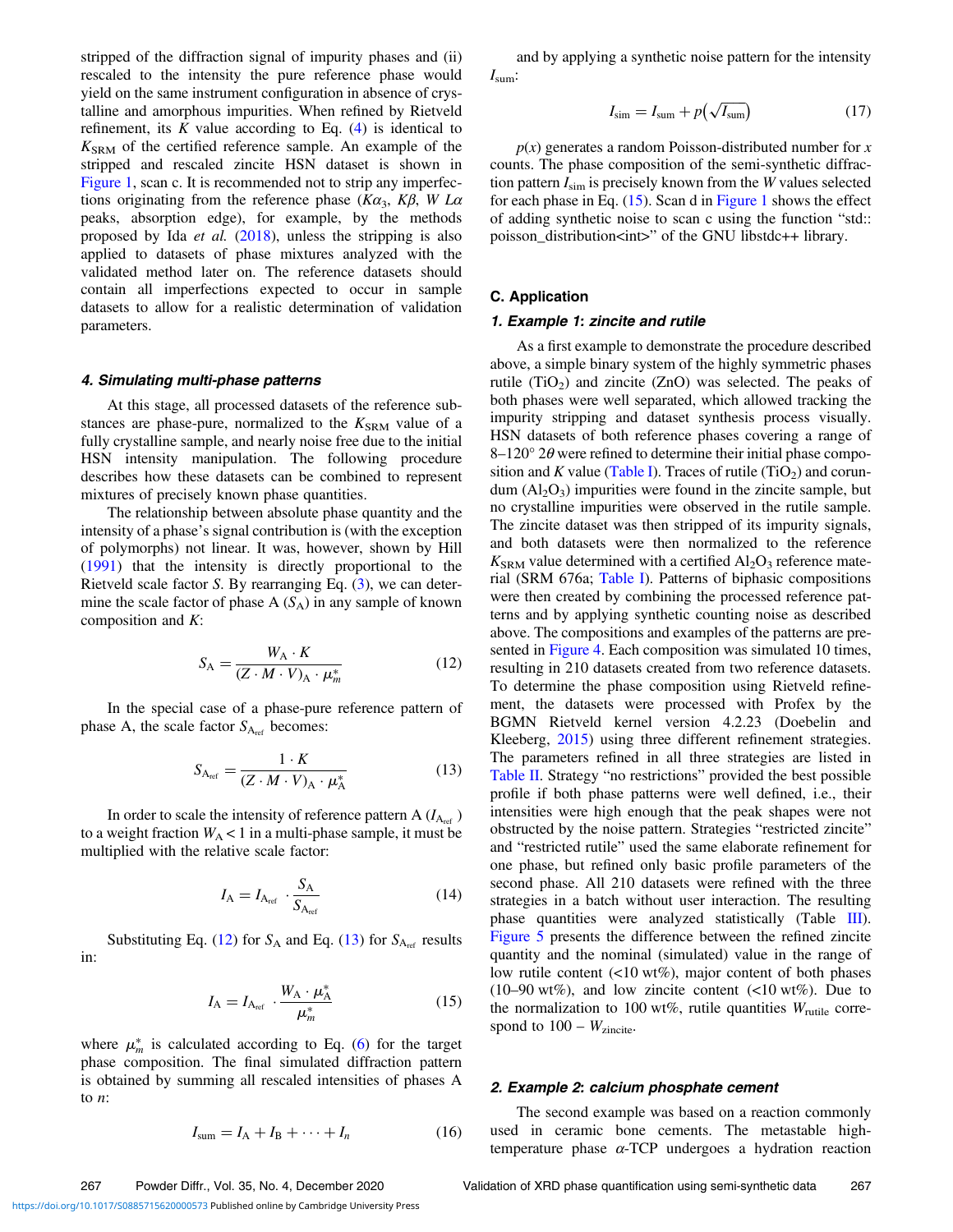stripped of the diffraction signal of impurity phases and (ii) rescaled to the intensity the pure reference phase would yield on the same instrument configuration in absence of crystalline and amorphous impurities. When refined by Rietveld refinement, its $K$ value according to Eq. (4) is identical to $K_{SRM}$ of the certified reference sample. An example of the stripped and rescaled zincite HSN dataset is shown in Figure 1, scan c. It is recommended not to strip any imperfections originating from the reference phase ($K\alpha_3$, $K\beta$, $W\ L\alpha$ peaks, absorption edge), for example, by the methods proposed by Ida *et al.* (2018), unless the stripping is also applied to datasets of phase mixtures analyzed with the validated method later on. The reference datasets should contain all imperfections expected to occur in sample datasets to allow for a realistic determination of validation parameters.

#### *4. Simulating multi-phase patterns*

At this stage, all processed datasets of the reference substances are phase-pure, normalized to the $K_{SRM}$ value of a fully crystalline sample, and nearly noise free due to the initial HSN intensity manipulation. The following procedure describes how these datasets can be combined to represent mixtures of precisely known phase quantities.

The relationship between absolute phase quantity and the intensity of a phase's signal contribution is (with the exception of polymorphs) not linear. It was, however, shown by Hill (1991) that the intensity is directly proportional to the Rietveld scale factor $S$. By rearranging Eq. (3), we can determine the scale factor of phase A ($S_A$) in any sample of known composition and $K$:

$$S_A = \frac{W_A \cdot K}{(Z \cdot M \cdot V)_A \cdot \mu_m^*} \tag{12}$$

In the special case of a phase-pure reference pattern of phase A, the scale factor $S_{A_{ref}}$ becomes:

$$S_{A_{ref}} = \frac{1 \cdot K}{(Z \cdot M \cdot V)_A \cdot \mu_A^*} \tag{13}$$

In order to scale the intensity of reference pattern A ($I_{A_{ref}}$) to a weight fraction $W_A < 1$ in a multi-phase sample, it must be multiplied with the relative scale factor:

$$I_A = I_{A_{ref}} \cdot \frac{S_A}{S_{A_{ref}}} \tag{14}$$

Substituting Eq. (12) for $S_A$ and Eq. (13) for $S_{A_{ref}}$ results in:

$$I_A = I_{A_{ref}} \cdot \frac{W_A \cdot \mu_A^*}{\mu_m^*} \tag{15}$$

where $\mu_m^*$ is calculated according to Eq. (6) for the target phase composition. The final simulated diffraction pattern is obtained by summing all rescaled intensities of phases A to $n$:

$$I_{sum} = I_A + I_B + \cdots + I_n \tag{16}$$

and by applying a synthetic noise pattern for the intensity $I_{sum}$:

$$I_{sim} = I_{sum} + p\left(\sqrt{I_{sum}}\right) \tag{17}$$

$p(x)$ generates a random Poisson-distributed number for $x$ counts. The phase composition of the semi-synthetic diffraction pattern $I_{sim}$ is precisely known from the $W$ values selected for each phase in Eq. (15). Scan d in Figure 1 shows the effect of adding synthetic noise to scan c using the function "std::poisson_distribution<int>" of the GNU libstdc++ library.

### C. Application

#### *1. Example 1: zincite and rutile*

As a first example to demonstrate the procedure described above, a simple binary system of the highly symmetric phases rutile ($TiO_2$) and zincite ($ZnO$) was selected. The peaks of both phases were well separated, which allowed tracking the impurity stripping and dataset synthesis process visually. HSN datasets of both reference phases covering a range of 8–120° $2\theta$ were refined to determine their initial phase composition and $K$ value (Table I). Traces of rutile ($TiO_2$) and corundum ($Al_2O_3$) impurities were found in the zincite sample, but no crystalline impurities were observed in the rutile sample. The zincite dataset was then stripped of its impurity signals, and both datasets were then normalized to the reference $K_{SRM}$ value determined with a certified $Al_2O_3$ reference material (SRM 676a; Table I). Patterns of biphasic compositions were then created by combining the processed reference patterns and by applying synthetic counting noise as described above. The compositions and examples of the patterns are presented in Figure 4. Each composition was simulated 10 times, resulting in 210 datasets created from two reference datasets. To determine the phase composition using Rietveld refinement, the datasets were processed with Profex by the BGMN Rietveld kernel version 4.2.23 (Doebelin and Kleeberg, 2015) using three different refinement strategies. The parameters refined in all three strategies are listed in Table II. Strategy "no restrictions" provided the best possible profile if both phase patterns were well defined, i.e., their intensities were high enough that the peak shapes were not obstructed by the noise pattern. Strategies "restricted zincite" and "restricted rutile" used the same elaborate refinement for one phase, but refined only basic profile parameters of the second phase. All 210 datasets were refined with the three strategies in a batch without user interaction. The resulting phase quantities were analyzed statistically (Table III). Figure 5 presents the difference between the refined zincite quantity and the nominal (simulated) value in the range of low rutile content (<10 wt%), major content of both phases (10–90 wt%), and low zincite content (<10 wt%). Due to the normalization to 100 wt%, rutile quantities $W_{rutile}$ correspond to $100 - W_{zincite}$.

#### *2. Example 2: calcium phosphate cement*

The second example was based on a reaction commonly used in ceramic bone cements. The metastable high-temperature phase $\alpha$-TCP undergoes a hydration reaction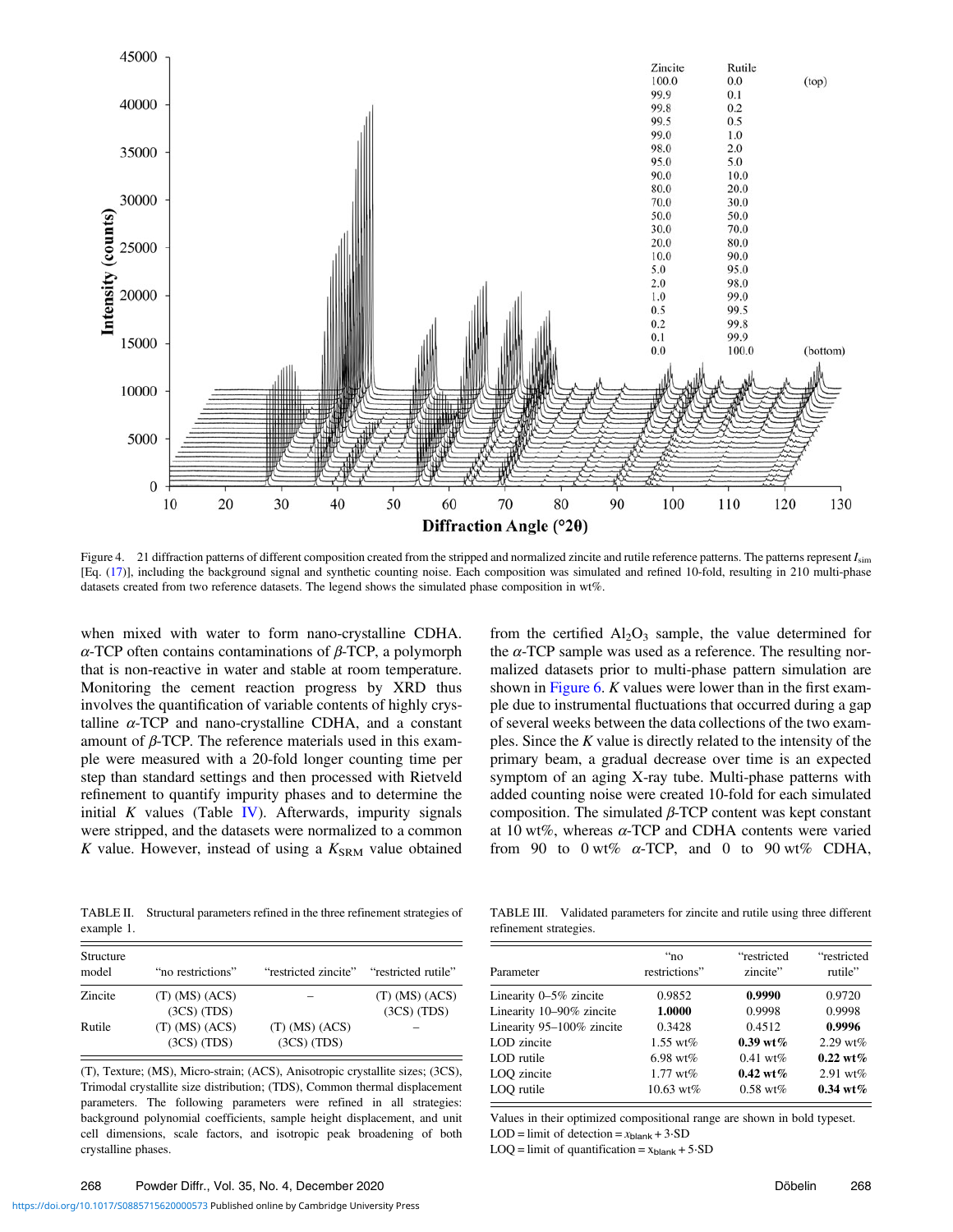Figure 4. 21 diffraction patterns of different composition created from the stripped and normalized zincite and rutile reference patterns. The patterns represent $I_{sim}$ [Eq. (17)], including the background signal and synthetic counting noise. Each composition was simulated and refined 10-fold, resulting in 210 multi-phase datasets created from two reference datasets. The legend shows the simulated phase composition in wt%.

when mixed with water to form nano-crystalline CDHA. $\alpha$-TCP often contains contaminations of $\beta$-TCP, a polymorph that is non-reactive in water and stable at room temperature. Monitoring the cement reaction progress by XRD thus involves the quantification of variable contents of highly crystalline $\alpha$-TCP and nano-crystalline CDHA, and a constant amount of $\beta$-TCP. The reference materials used in this example were measured with a 20-fold longer counting time per step than standard settings and then processed with Rietveld refinement to quantify impurity phases and to determine the initial $K$ values (Table IV). Afterwards, impurity signals were stripped, and the datasets were normalized to a common $K$ value. However, instead of using a $K_{SRM}$ value obtained from the certified $Al_2O_3$ sample, the value determined for the $\alpha$-TCP sample was used as a reference. The resulting normalized datasets prior to multi-phase pattern simulation are shown in Figure 6. $K$ values were lower than in the first example due to instrumental fluctuations that occurred during a gap of several weeks between the data collections of the two examples. Since the $K$ value is directly related to the intensity of the primary beam, a gradual decrease over time is an expected symptom of an aging X-ray tube. Multi-phase patterns with added counting noise were created 10-fold for each simulated composition. The simulated $\beta$-TCP content was kept constant at 10 wt%, whereas $\alpha$-TCP and CDHA contents were varied from 90 to 0 wt% $\alpha$-TCP, and 0 to 90 wt% CDHA,

TABLE II. Structural parameters refined in the three refinement strategies of example 1.

| Structure model | "no restrictions" | "restricted zincite" | "restricted rutile" |
|---|---|---|---|
| Zincite | (T) (MS) (ACS) (3CS) (TDS) | – | (T) (MS) (ACS) (3CS) (TDS) |
| Rutile | (T) (MS) (ACS) (3CS) (TDS) | (T) (MS) (ACS) (3CS) (TDS) | – |

(T), Texture; (MS), Micro-strain; (ACS), Anisotropic crystallite sizes; (3CS), Trimodal crystallite size distribution; (TDS), Common thermal displacement parameters. The following parameters were refined in all strategies: background polynomial coefficients, sample height displacement, and unit cell dimensions, scale factors, and isotropic peak broadening of both crystalline phases.

TABLE III. Validated parameters for zincite and rutile using three different refinement strategies.

| Parameter | "no restrictions" | "restricted zincite" | "restricted rutile" |
|---|---|---|---|
| Linearity 0–5% zincite | 0.9852 | **0.9990** | 0.9720 |
| Linearity 10–90% zincite | **1.0000** | 0.9998 | 0.9998 |
| Linearity 95–100% zincite | 0.3428 | 0.4512 | **0.9996** |
| LOD zincite | 1.55 wt% | **0.39 wt%** | 2.29 wt% |
| LOD rutile | 6.98 wt% | 0.41 wt% | **0.22 wt%** |
| LOQ zincite | 1.77 wt% | **0.42 wt%** | 2.91 wt% |
| LOQ rutile | 10.63 wt% | 0.58 wt% | **0.34 wt%** |

Values in their optimized compositional range are shown in bold typeset.
LOD = limit of detection = $x_{blank} + 3{\cdot}SD$
LOQ = limit of quantification = $x_{blank} + 5{\cdot}SD$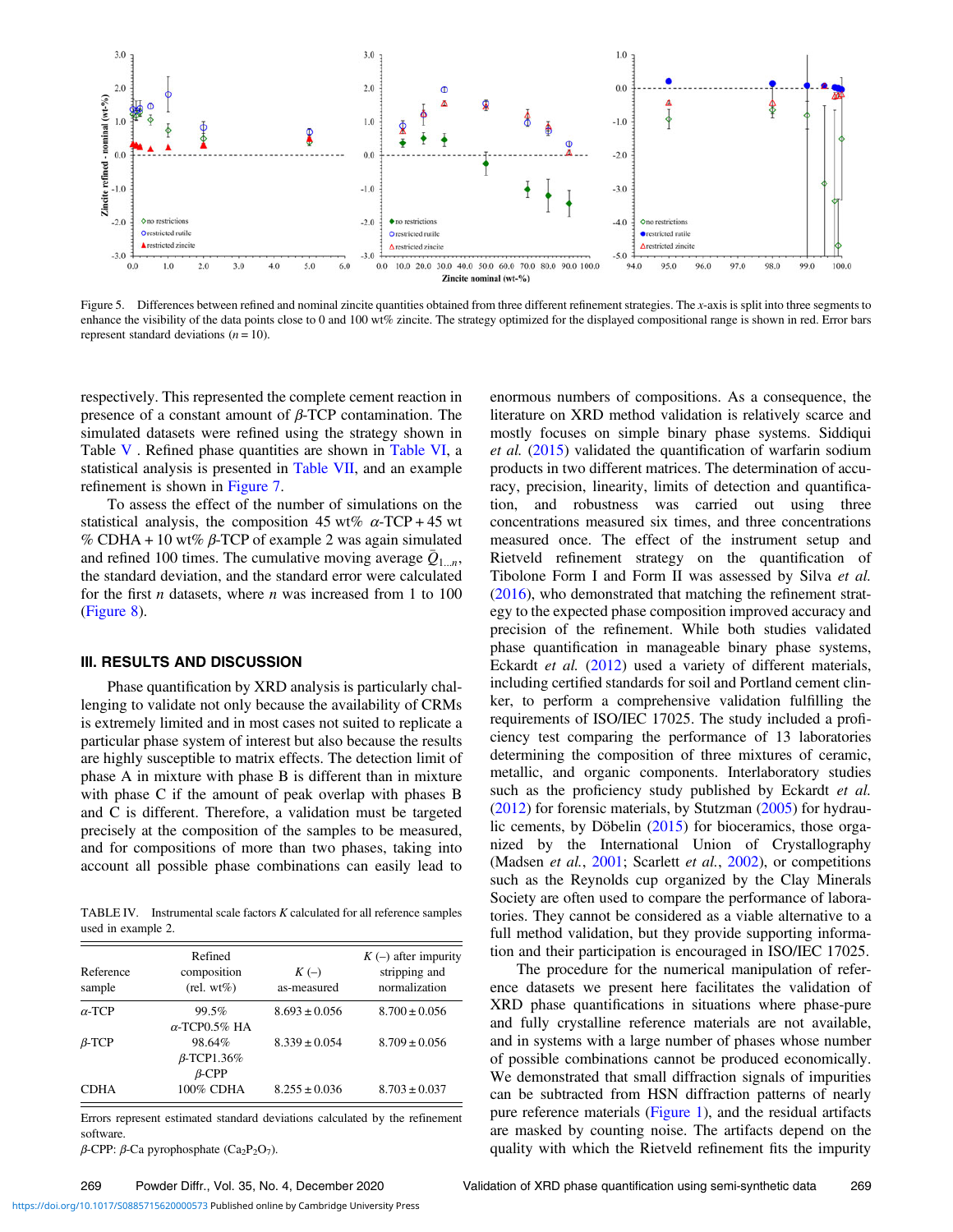Figure 5. Differences between refined and nominal zincite quantities obtained from three different refinement strategies. The *x*-axis is split into three segments to enhance the visibility of the data points close to 0 and 100 wt% zincite. The strategy optimized for the displayed compositional range is shown in red. Error bars represent standard deviations ($n = 10$).

respectively. This represented the complete cement reaction in presence of a constant amount of $\beta$-TCP contamination. The simulated datasets were refined using the strategy shown in Table V . Refined phase quantities are shown in Table VI, a statistical analysis is presented in Table VII, and an example refinement is shown in Figure 7.

To assess the effect of the number of simulations on the statistical analysis, the composition 45 wt% $\alpha$-TCP + 45 wt % CDHA + 10 wt% $\beta$-TCP of example 2 was again simulated and refined 100 times. The cumulative moving average $\bar{Q}_{1\ldots n}$, the standard deviation, and the standard error were calculated for the first $n$ datasets, where $n$ was increased from 1 to 100 (Figure 8).

## III. RESULTS AND DISCUSSION

Phase quantification by XRD analysis is particularly challenging to validate not only because the availability of CRMs is extremely limited and in most cases not suited to replicate a particular phase system of interest but also because the results are highly susceptible to matrix effects. The detection limit of phase A in mixture with phase B is different than in mixture with phase C if the amount of peak overlap with phases B and C is different. Therefore, a validation must be targeted precisely at the composition of the samples to be measured, and for compositions of more than two phases, taking into account all possible phase combinations can easily lead to enormous numbers of compositions. As a consequence, the literature on XRD method validation is relatively scarce and mostly focuses on simple binary phase systems. Siddiqui *et al.* (2015) validated the quantification of warfarin sodium products in two different matrices. The determination of accuracy, precision, linearity, limits of detection and quantification, and robustness was carried out using three concentrations measured six times, and three concentrations measured once. The effect of the instrument setup and Rietveld refinement strategy on the quantification of Tibolone Form I and Form II was assessed by Silva *et al.* (2016), who demonstrated that matching the refinement strategy to the expected phase composition improved accuracy and precision of the refinement. While both studies validated phase quantification in manageable binary phase systems, Eckardt *et al.* (2012) used a variety of different materials, including certified standards for soil and Portland cement clinker, to perform a comprehensive validation fulfilling the requirements of ISO/IEC 17025. The study included a proficiency test comparing the performance of 13 laboratories determining the composition of three mixtures of ceramic, metallic, and organic components. Interlaboratory studies such as the proficiency study published by Eckardt *et al.* (2012) for forensic materials, by Stutzman (2005) for hydraulic cements, by Döbelin (2015) for bioceramics, those organized by the International Union of Crystallography (Madsen *et al.*, 2001; Scarlett *et al.*, 2002), or competitions such as the Reynolds cup organized by the Clay Minerals Society are often used to compare the performance of laboratories. They cannot be considered as a viable alternative to a full method validation, but they provide supporting information and their participation is encouraged in ISO/IEC 17025.

The procedure for the numerical manipulation of reference datasets we present here facilitates the validation of XRD phase quantifications in situations where phase-pure and fully crystalline reference materials are not available, and in systems with a large number of phases whose number of possible combinations cannot be produced economically. We demonstrated that small diffraction signals of impurities can be subtracted from HSN diffraction patterns of nearly pure reference materials (Figure 1), and the residual artifacts are masked by counting noise. The artifacts depend on the quality with which the Rietveld refinement fits the impurity

TABLE IV. Instrumental scale factors $K$ calculated for all reference samples used in example 2.

| Reference sample | Refined composition (rel. wt%) | $K$ (–) as-measured | $K$ (–) after impurity stripping and normalization |
|---|---|---|---|
| $\alpha$-TCP | 99.5% $\alpha$-TCP0.5% HA | $8.693 \pm 0.056$ | $8.700 \pm 0.056$ |
| $\beta$-TCP | 98.64% $\beta$-TCP1.36% $\beta$-CPP | $8.339 \pm 0.054$ | $8.709 \pm 0.056$ |
| CDHA | 100% CDHA | $8.255 \pm 0.036$ | $8.703 \pm 0.037$ |

Errors represent estimated standard deviations calculated by the refinement software.
$\beta$-CPP: $\beta$-Ca pyrophosphate ($Ca_2P_2O_7$).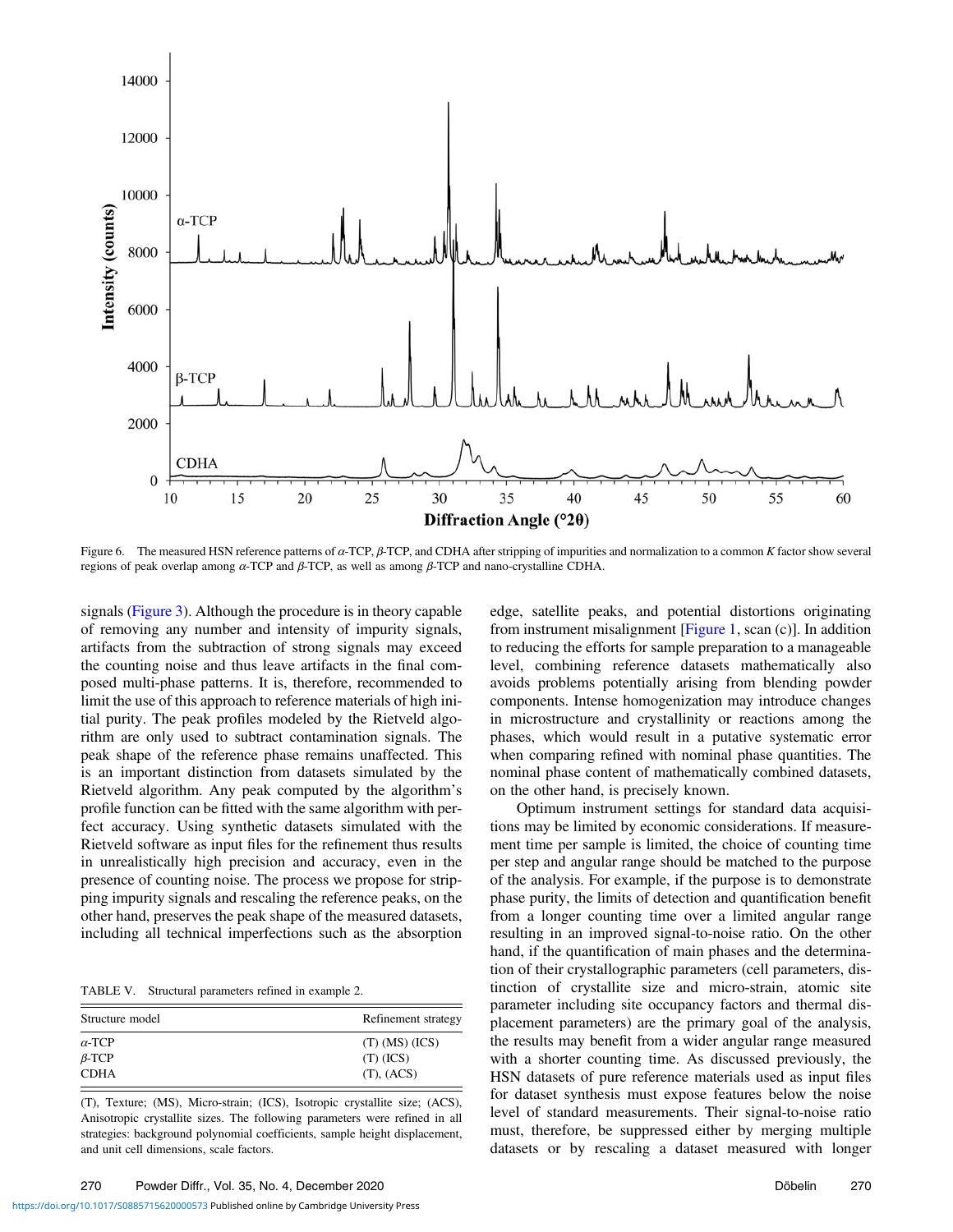Figure 6. The measured HSN reference patterns of $\alpha$-TCP, $\beta$-TCP, and CDHA after stripping of impurities and normalization to a common $K$ factor show several regions of peak overlap among $\alpha$-TCP and $\beta$-TCP, as well as among $\beta$-TCP and nano-crystalline CDHA.

signals (Figure 3). Although the procedure is in theory capable of removing any number and intensity of impurity signals, artifacts from the subtraction of strong signals may exceed the counting noise and thus leave artifacts in the final composed multi-phase patterns. It is, therefore, recommended to limit the use of this approach to reference materials of high initial purity. The peak profiles modeled by the Rietveld algorithm are only used to subtract contamination signals. The peak shape of the reference phase remains unaffected. This is an important distinction from datasets simulated by the Rietveld algorithm. Any peak computed by the algorithm's profile function can be fitted with the same algorithm with perfect accuracy. Using synthetic datasets simulated with the Rietveld software as input files for the refinement thus results in unrealistically high precision and accuracy, even in the presence of counting noise. The process we propose for stripping impurity signals and rescaling the reference peaks, on the other hand, preserves the peak shape of the measured datasets, including all technical imperfections such as the absorption edge, satellite peaks, and potential distortions originating from instrument misalignment [Figure 1, scan (c)]. In addition to reducing the efforts for sample preparation to a manageable level, combining reference datasets mathematically also avoids problems potentially arising from blending powder components. Intense homogenization may introduce changes in microstructure and crystallinity or reactions among the phases, which would result in a putative systematic error when comparing refined with nominal phase quantities. The nominal phase content of mathematically combined datasets, on the other hand, is precisely known.

TABLE V. Structural parameters refined in example 2.

| Structure model | Refinement strategy |
|---|---|
| $\alpha$-TCP | (T) (MS) (ICS) |
| $\beta$-TCP | (T) (ICS) |
| CDHA | (T), (ACS) |

(T), Texture; (MS), Micro-strain; (ICS), Isotropic crystallite size; (ACS), Anisotropic crystallite sizes. The following parameters were refined in all strategies: background polynomial coefficients, sample height displacement, and unit cell dimensions, scale factors.

Optimum instrument settings for standard data acquisitions may be limited by economic considerations. If measurement time per sample is limited, the choice of counting time per step and angular range should be matched to the purpose of the analysis. For example, if the purpose is to demonstrate phase purity, the limits of detection and quantification benefit from a longer counting time over a limited angular range resulting in an improved signal-to-noise ratio. On the other hand, if the quantification of main phases and the determination of their crystallographic parameters (cell parameters, distinction of crystallite size and micro-strain, atomic site parameter including site occupancy factors and thermal displacement parameters) are the primary goal of the analysis, the results may benefit from a wider angular range measured with a shorter counting time. As discussed previously, the HSN datasets of pure reference materials used as input files for dataset synthesis must expose features below the noise level of standard measurements. Their signal-to-noise ratio must, therefore, be suppressed either by merging multiple datasets or by rescaling a dataset measured with longer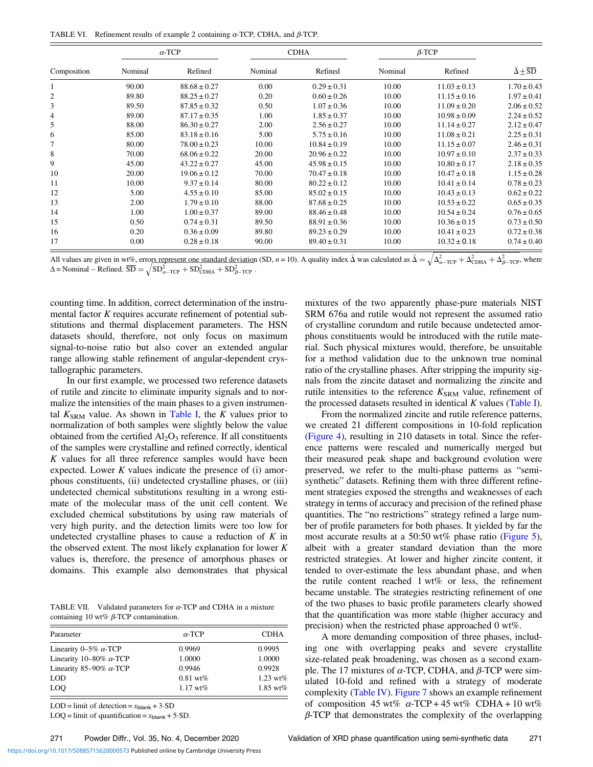TABLE VI. Refinement results of example 2 containing α-TCP, CDHA, and β-TCP.

| Composition | α-TCP | | CDHA | | β-TCP | | $\bar{\Delta} \pm \overline{SD}$ |
|---|---|---|---|---|---|---|---|
| | Nominal | Refined | Nominal | Refined | Nominal | Refined | |
| 1 | 90.00 | 88.68 ± 0.27 | 0.00 | 0.29 ± 0.31 | 10.00 | 11.03 ± 0.13 | 1.70 ± 0.43 |
| 2 | 89.80 | 88.25 ± 0.27 | 0.20 | 0.60 ± 0.26 | 10.00 | 11.15 ± 0.16 | 1.97 ± 0.41 |
| 3 | 89.50 | 87.85 ± 0.32 | 0.50 | 1.07 ± 0.36 | 10.00 | 11.09 ± 0.20 | 2.06 ± 0.52 |
| 4 | 89.00 | 87.17 ± 0.35 | 1.00 | 1.85 ± 0.37 | 10.00 | 10.98 ± 0.09 | 2.24 ± 0.52 |
| 5 | 88.00 | 86.30 ± 0.27 | 2.00 | 2.56 ± 0.27 | 10.00 | 11.14 ± 0.27 | 2.12 ± 0.47 |
| 6 | 85.00 | 83.18 ± 0.16 | 5.00 | 5.75 ± 0.16 | 10.00 | 11.08 ± 0.21 | 2.25 ± 0.31 |
| 7 | 80.00 | 78.00 ± 0.23 | 10.00 | 10.84 ± 0.19 | 10.00 | 11.15 ± 0.07 | 2.46 ± 0.31 |
| 8 | 70.00 | 68.06 ± 0.22 | 20.00 | 20.96 ± 0.22 | 10.00 | 10.97 ± 0.10 | 2.37 ± 0.33 |
| 9 | 45.00 | 43.22 ± 0.27 | 45.00 | 45.98 ± 0.15 | 10.00 | 10.80 ± 0.17 | 2.18 ± 0.35 |
| 10 | 20.00 | 19.06 ± 0.12 | 70.00 | 70.47 ± 0.18 | 10.00 | 10.47 ± 0.18 | 1.15 ± 0.28 |
| 11 | 10.00 | 9.37 ± 0.14 | 80.00 | 80.22 ± 0.12 | 10.00 | 10.41 ± 0.14 | 0.78 ± 0.23 |
| 12 | 5.00 | 4.55 ± 0.10 | 85.00 | 85.02 ± 0.15 | 10.00 | 10.43 ± 0.13 | 0.62 ± 0.22 |
| 13 | 2.00 | 1.79 ± 0.10 | 88.00 | 87.68 ± 0.25 | 10.00 | 10.53 ± 0.22 | 0.65 ± 0.35 |
| 14 | 1.00 | 1.00 ± 0.37 | 89.00 | 88.46 ± 0.48 | 10.00 | 10.54 ± 0.24 | 0.76 ± 0.65 |
| 15 | 0.50 | 0.74 ± 0.31 | 89.50 | 88.91 ± 0.36 | 10.00 | 10.36 ± 0.15 | 0.73 ± 0.50 |
| 16 | 0.20 | 0.36 ± 0.09 | 89.80 | 89.23 ± 0.29 | 10.00 | 10.41 ± 0.23 | 0.72 ± 0.38 |
| 17 | 0.00 | 0.28 ± 0.18 | 90.00 | 89.40 ± 0.31 | 10.00 | 10.32 ± 0.18 | 0.74 ± 0.40 |

All values are given in wt%, errors represent one standard deviation (SD, $n = 10$). A quality index $\bar{\Delta}$ was calculated as $\bar{\Delta} = \sqrt{\Delta^2_{\alpha-TCP} + \Delta^2_{CDHA} + \Delta^2_{\beta-TCP}}$, where $\Delta$ = Nominal − Refined. $\overline{SD} = \sqrt{SD^2_{\alpha-TCP} + SD^2_{CDHA} + SD^2_{\beta-TCP}}$.

counting time. In addition, correct determination of the instrumental factor $K$ requires accurate refinement of potential substitutions and thermal displacement parameters. The HSN datasets should, therefore, not only focus on maximum signal-to-noise ratio but also cover an extended angular range allowing stable refinement of angular-dependent crystallographic parameters.

In our first example, we processed two reference datasets of rutile and zincite to eliminate impurity signals and to normalize the intensities of the main phases to a given instrumental $K_{SRM}$ value. As shown in Table I, the $K$ values prior to normalization of both samples were slightly below the value obtained from the certified $Al_2O_3$ reference. If all constituents of the samples were crystalline and refined correctly, identical $K$ values for all three reference samples would have been expected. Lower $K$ values indicate the presence of (i) amorphous constituents, (ii) undetected crystalline phases, or (iii) undetected chemical substitutions resulting in a wrong estimate of the molecular mass of the unit cell content. We excluded chemical substitutions by using raw materials of very high purity, and the detection limits were too low for undetected crystalline phases to cause a reduction of $K$ in the observed extent. The most likely explanation for lower $K$ values is, therefore, the presence of amorphous phases or domains. This example also demonstrates that physical mixtures of the two apparently phase-pure materials NIST SRM 676a and rutile would not represent the assumed ratio of crystalline corundum and rutile because undetected amorphous constituents would be introduced with the rutile material. Such physical mixtures would, therefore, be unsuitable for a method validation due to the unknown true nominal ratio of the crystalline phases. After stripping the impurity signals from the zincite dataset and normalizing the zincite and rutile intensities to the reference $K_{SRM}$ value, refinement of the processed datasets resulted in identical $K$ values (Table I).

From the normalized zincite and rutile reference patterns, we created 21 different compositions in 10-fold replication (Figure 4), resulting in 210 datasets in total. Since the reference patterns were rescaled and numerically merged but their measured peak shape and background evolution were preserved, we refer to the multi-phase patterns as "semi-synthetic" datasets. Refining them with three different refinement strategies exposed the strengths and weaknesses of each strategy in terms of accuracy and precision of the refined phase quantities. The "no restrictions" strategy refined a large number of profile parameters for both phases. It yielded by far the most accurate results at a 50:50 wt% phase ratio (Figure 5), albeit with a greater standard deviation than the more restricted strategies. At lower and higher zincite content, it tended to over-estimate the less abundant phase, and when the rutile content reached 1 wt% or less, the refinement became unstable. The strategies restricting refinement of one of the two phases to basic profile parameters clearly showed that the quantification was more stable (higher accuracy and precision) when the restricted phase approached 0 wt%.

A more demanding composition of three phases, including one with overlapping peaks and severe crystallite size-related peak broadening, was chosen as a second example. The 17 mixtures of α-TCP, CDHA, and β-TCP were simulated 10-fold and refined with a strategy of moderate complexity (Table IV). Figure 7 shows an example refinement of composition 45 wt% α-TCP + 45 wt% CDHA + 10 wt% β-TCP that demonstrates the complexity of the overlapping

TABLE VII. Validated parameters for α-TCP and CDHA in a mixture containing 10 wt% β-TCP contamination.

| Parameter | α-TCP | CDHA |
|---|---|---|
| Linearity 0–5% α-TCP | 0.9969 | 0.9995 |
| Linearity 10–80% α-TCP | 1.0000 | 1.0000 |
| Linearity 85–90% α-TCP | 0.9946 | 0.9928 |
| LOD | 0.81 wt% | 1.23 wt% |
| LOQ | 1.17 wt% | 1.85 wt% |

LOD = limit of detection = $x_{blank} + 3 \cdot SD$

LOQ = limit of quantification = $x_{blank} + 5 \cdot SD$.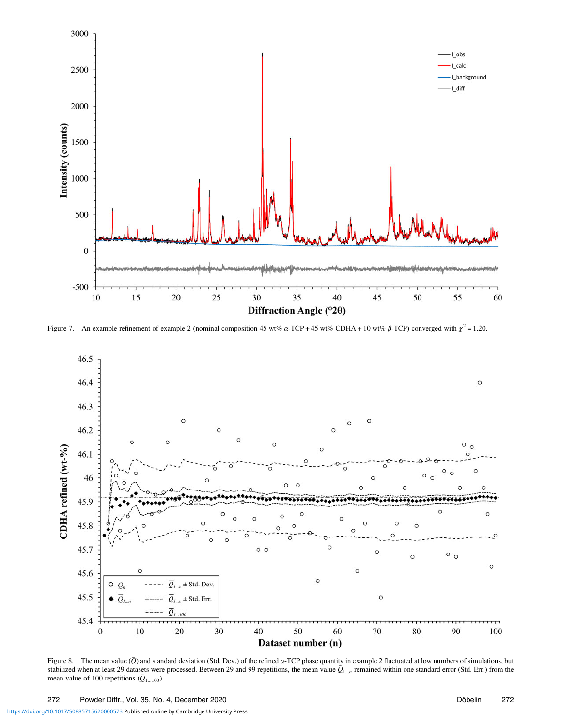Figure 7. An example refinement of example 2 (nominal composition 45 wt% $\alpha$-TCP + 45 wt% CDHA + 10 wt% $\beta$-TCP) converged with $\chi^2 = 1.20$.

Figure 8. The mean value ($\bar{Q}$) and standard deviation (Std. Dev.) of the refined $\alpha$-TCP phase quantity in example 2 fluctuated at low numbers of simulations, but stabilized when at least 29 datasets were processed. Between 29 and 99 repetitions, the mean value $\bar{Q}_{1\ldots n}$ remained within one standard error (Std. Err.) from the mean value of 100 repetitions ($\bar{Q}_{1\ldots100}$).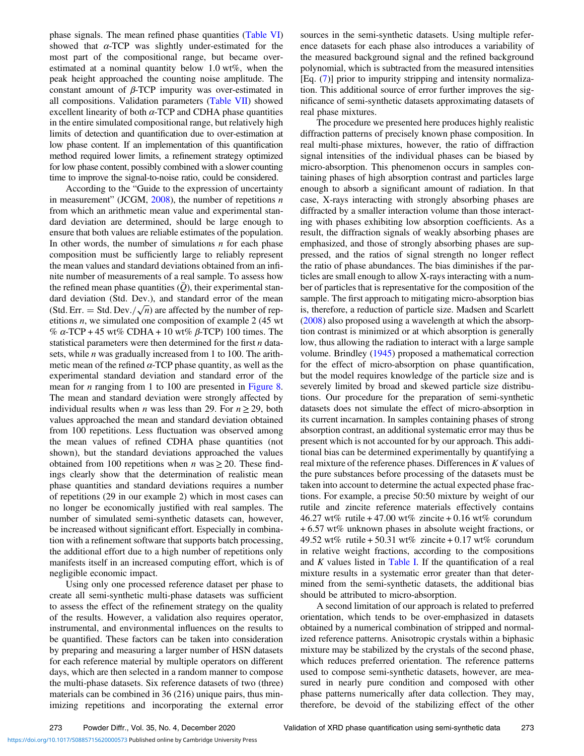phase signals. The mean refined phase quantities (Table VI) showed that $\alpha$-TCP was slightly under-estimated for the most part of the compositional range, but became over-estimated at a nominal quantity below 1.0 wt%, when the peak height approached the counting noise amplitude. The constant amount of $\beta$-TCP impurity was over-estimated in all compositions. Validation parameters (Table VII) showed excellent linearity of both $\alpha$-TCP and CDHA phase quantities in the entire simulated compositional range, but relatively high limits of detection and quantification due to over-estimation at low phase content. If an implementation of this quantification method required lower limits, a refinement strategy optimized for low phase content, possibly combined with a slower counting time to improve the signal-to-noise ratio, could be considered.

According to the "Guide to the expression of uncertainty in measurement" (JCGM, 2008), the number of repetitions $n$ from which an arithmetic mean value and experimental standard deviation are determined, should be large enough to ensure that both values are reliable estimates of the population. In other words, the number of simulations $n$ for each phase composition must be sufficiently large to reliably represent the mean values and standard deviations obtained from an infinite number of measurements of a real sample. To assess how the refined mean phase quantities ($\bar{Q}$), their experimental standard deviation (Std. Dev.), and standard error of the mean (Std. Err. = Std. Dev./$\sqrt{n}$) are affected by the number of repetitions $n$, we simulated one composition of example 2 (45 wt % $\alpha$-TCP + 45 wt% CDHA + 10 wt% $\beta$-TCP) 100 times. The statistical parameters were then determined for the first $n$ datasets, while $n$ was gradually increased from 1 to 100. The arithmetic mean of the refined $\alpha$-TCP phase quantity, as well as the experimental standard deviation and standard error of the mean for $n$ ranging from 1 to 100 are presented in Figure 8. The mean and standard deviation were strongly affected by individual results when $n$ was less than 29. For $n \geq 29$, both values approached the mean and standard deviation obtained from 100 repetitions. Less fluctuation was observed among the mean values of refined CDHA phase quantities (not shown), but the standard deviations approached the values obtained from 100 repetitions when $n$ was $\geq 20$. These findings clearly show that the determination of realistic mean phase quantities and standard deviations requires a number of repetitions (29 in our example 2) which in most cases can no longer be economically justified with real samples. The number of simulated semi-synthetic datasets can, however, be increased without significant effort. Especially in combination with a refinement software that supports batch processing, the additional effort due to a high number of repetitions only manifests itself in an increased computing effort, which is of negligible economic impact.

Using only one processed reference dataset per phase to create all semi-synthetic multi-phase datasets was sufficient to assess the effect of the refinement strategy on the quality of the results. However, a validation also requires operator, instrumental, and environmental influences on the results to be quantified. These factors can be taken into consideration by preparing and measuring a larger number of HSN datasets for each reference material by multiple operators on different days, which are then selected in a random manner to compose the multi-phase datasets. Six reference datasets of two (three) materials can be combined in 36 (216) unique pairs, thus minimizing repetitions and incorporating the external error sources in the semi-synthetic datasets. Using multiple reference datasets for each phase also introduces a variability of the measured background signal and the refined background polynomial, which is subtracted from the measured intensities [Eq. (7)] prior to impurity stripping and intensity normalization. This additional source of error further improves the significance of semi-synthetic datasets approximating datasets of real phase mixtures.

The procedure we presented here produces highly realistic diffraction patterns of precisely known phase composition. In real multi-phase mixtures, however, the ratio of diffraction signal intensities of the individual phases can be biased by micro-absorption. This phenomenon occurs in samples containing phases of high absorption contrast and particles large enough to absorb a significant amount of radiation. In that case, X-rays interacting with strongly absorbing phases are diffracted by a smaller interaction volume than those interacting with phases exhibiting low absorption coefficients. As a result, the diffraction signals of weakly absorbing phases are emphasized, and those of strongly absorbing phases are suppressed, and the ratios of signal strength no longer reflect the ratio of phase abundances. The bias diminishes if the particles are small enough to allow X-rays interacting with a number of particles that is representative for the composition of the sample. The first approach to mitigating micro-absorption bias is, therefore, a reduction of particle size. Madsen and Scarlett (2008) also proposed using a wavelength at which the absorption contrast is minimized or at which absorption is generally low, thus allowing the radiation to interact with a large sample volume. Brindley (1945) proposed a mathematical correction for the effect of micro-absorption on phase quantification, but the model requires knowledge of the particle size and is severely limited by broad and skewed particle size distributions. Our procedure for the preparation of semi-synthetic datasets does not simulate the effect of micro-absorption in its current incarnation. In samples containing phases of strong absorption contrast, an additional systematic error may thus be present which is not accounted for by our approach. This additional bias can be determined experimentally by quantifying a real mixture of the reference phases. Differences in $K$ values of the pure substances before processing of the datasets must be taken into account to determine the actual expected phase fractions. For example, a precise 50:50 mixture by weight of our rutile and zincite reference materials effectively contains 46.27 wt% rutile + 47.00 wt% zincite + 0.16 wt% corundum + 6.57 wt% unknown phases in absolute weight fractions, or 49.52 wt% rutile + 50.31 wt% zincite + 0.17 wt% corundum in relative weight fractions, according to the compositions and $K$ values listed in Table I. If the quantification of a real mixture results in a systematic error greater than that determined from the semi-synthetic datasets, the additional bias should be attributed to micro-absorption.

A second limitation of our approach is related to preferred orientation, which tends to be over-emphasized in datasets obtained by a numerical combination of stripped and normalized reference patterns. Anisotropic crystals within a biphasic mixture may be stabilized by the crystals of the second phase, which reduces preferred orientation. The reference patterns used to compose semi-synthetic datasets, however, are measured in nearly pure condition and composed with other phase patterns numerically after data collection. They may, therefore, be devoid of the stabilizing effect of the other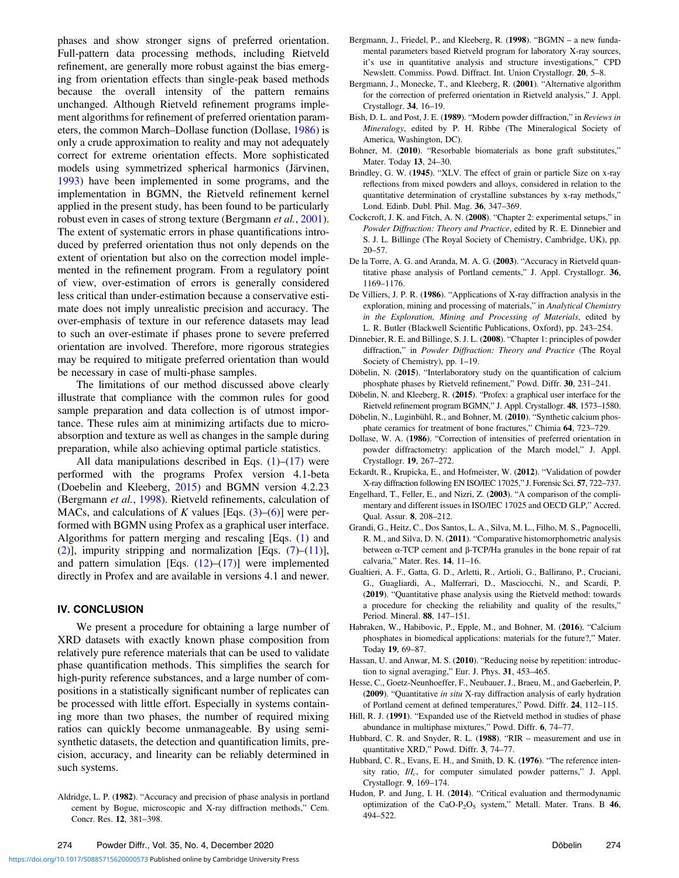phases and show stronger signs of preferred orientation. Full-pattern data processing methods, including Rietveld refinement, are generally more robust against the bias emerging from orientation effects than single-peak based methods because the overall intensity of the pattern remains unchanged. Although Rietveld refinement programs implement algorithms for refinement of preferred orientation parameters, the common March–Dollase function (Dollase, 1986) is only a crude approximation to reality and may not adequately correct for extreme orientation effects. More sophisticated models using symmetrized spherical harmonics (Järvinen, 1993) have been implemented in some programs, and the implementation in BGMN, the Rietveld refinement kernel applied in the present study, has been found to be particularly robust even in cases of strong texture (Bergmann *et al.*, 2001). The extent of systematic errors in phase quantifications introduced by preferred orientation thus not only depends on the extent of orientation but also on the correction model implemented in the refinement program. From a regulatory point of view, over-estimation of errors is generally considered less critical than under-estimation because a conservative estimate does not imply unrealistic precision and accuracy. The over-emphasis of texture in our reference datasets may lead to such an over-estimate if phases prone to severe preferred orientation are involved. Therefore, more rigorous strategies may be required to mitigate preferred orientation than would be necessary in case of multi-phase samples.

The limitations of our method discussed above clearly illustrate that compliance with the common rules for good sample preparation and data collection is of utmost importance. These rules aim at minimizing artifacts due to microabsorption and texture as well as changes in the sample during preparation, while also achieving optimal particle statistics.

All data manipulations described in Eqs. (1)–(17) were performed with the programs Profex version 4.1-beta (Doebelin and Kleeberg, 2015) and BGMN version 4.2.23 (Bergmann *et al.*, 1998). Rietveld refinements, calculation of MACs, and calculations of $K$ values [Eqs. (3)–(6)] were performed with BGMN using Profex as a graphical user interface. Algorithms for pattern merging and rescaling [Eqs. (1) and (2)], impurity stripping and normalization [Eqs. (7)–(11)], and pattern simulation [Eqs. (12)–(17)] were implemented directly in Profex and are available in versions 4.1 and newer.

## IV. CONCLUSION

We present a procedure for obtaining a large number of XRD datasets with exactly known phase composition from relatively pure reference materials that can be used to validate phase quantification methods. This simplifies the search for high-purity reference substances, and a large number of compositions in a statistically significant number of replicates can be processed with little effort. Especially in systems containing more than two phases, the number of required mixing ratios can quickly become unmanageable. By using semi-synthetic datasets, the detection and quantification limits, precision, accuracy, and linearity can be reliably determined in such systems.

Aldridge, L. P. (**1982**). "Accuracy and precision of phase analysis in portland cement by Bogue, microscopic and X-ray diffraction methods," Cem. Concr. Res. **12**, 381–398.

Bergmann, J., Friedel, P., and Kleeberg, R. (**1998**). "BGMN – a new fundamental parameters based Rietveld program for laboratory X-ray sources, it's use in quantitative analysis and structure investigations," CPD Newslett. Commiss. Powd. Diffract. Int. Union Crystallogr. **20**, 5–8.

Bergmann, J., Monecke, T., and Kleeberg, R. (**2001**). "Alternative algorithm for the correction of preferred orientation in Rietveld analysis," J. Appl. Crystallogr. **34**, 16–19.

Bish, D. L. and Post, J. E. (**1989**). "Modern powder diffraction," in *Reviews in Mineralogy*, edited by P. H. Ribbe (The Mineralogical Society of America, Washington, DC).

Bohner, M. (**2010**). "Resorbable biomaterials as bone graft substitutes," Mater. Today **13**, 24–30.

Brindley, G. W. (**1945**). "XLV. The effect of grain or particle Size on x-ray reflections from mixed powders and alloys, considered in relation to the quantitative determination of crystalline substances by x-ray methods," Lond. Edinb. Dubl. Phil. Mag. **36**, 347–369.

Cockcroft, J. K. and Fitch, A. N. (**2008**). "Chapter 2: experimental setups," in *Powder Diffraction: Theory and Practice*, edited by R. E. Dinnebier and S. J. L. Billinge (The Royal Society of Chemistry, Cambridge, UK), pp. 20–57.

De la Torre, A. G. and Aranda, M. A. G. (**2003**). "Accuracy in Rietveld quantitative phase analysis of Portland cements," J. Appl. Crystallogr. **36**, 1169–1176.

De Villiers, J. P. R. (**1986**). "Applications of X-ray diffraction analysis in the exploration, mining and processing of materials," in *Analytical Chemistry in the Exploration, Mining and Processing of Materials*, edited by L. R. Butler (Blackwell Scientific Publications, Oxford), pp. 243–254.

Dinnebier, R. E. and Billinge, S. J. L. (**2008**). "Chapter 1: principles of powder diffraction," in *Powder Diffraction: Theory and Practice* (The Royal Society of Chemistry), pp. 1–19.

Döbelin, N. (**2015**). "Interlaboratory study on the quantification of calcium phosphate phases by Rietveld refinement," Powd. Diffr. **30**, 231–241.

Döbelin, N. and Kleeberg, R. (**2015**). "Profex: a graphical user interface for the Rietveld refinement program BGMN," J. Appl. Crystallogr. **48**, 1573–1580.

Döbelin, N., Luginbühl, R., and Bohner, M. (**2010**). "Synthetic calcium phosphate ceramics for treatment of bone fractures," Chimia **64**, 723–729.

Dollase, W. A. (**1986**). "Correction of intensities of preferred orientation in powder diffractometry: application of the March model," J. Appl. Crystallogr. **19**, 267–272.

Eckardt, R., Krupicka, E., and Hofmeister, W. (**2012**). "Validation of powder X-ray diffraction following EN ISO/IEC 17025," J. Forensic Sci. **57**, 722–737.

Engelhard, T., Feller, E., and Nizri, Z. (**2003**). "A comparison of the complimentary and different issues in ISO/IEC 17025 and OECD GLP," Accred. Qual. Assur. **8**, 208–212.

Grandi, G., Heitz, C., Dos Santos, L. A., Silva, M. L., Filho, M. S., Pagnocelli, R. M., and Silva, D. N. (**2011**). "Comparative histomorphometric analysis between α-TCP cement and β-TCP/Ha granules in the bone repair of rat calvaria," Mater. Res. **14**, 11–16.

Gualtieri, A. F., Gatta, G. D., Arletti, R., Artioli, G., Ballirano, P., Cruciani, G., Guagliardi, A., Malferrari, D., Masciocchi, N., and Scardi, P. (**2019**). "Quantitative phase analysis using the Rietveld method: towards a procedure for checking the reliability and quality of the results," Period. Mineral. **88**, 147–151.

Habraken, W., Habibovic, P., Epple, M., and Bohner, M. (**2016**). "Calcium phosphates in biomedical applications: materials for the future?," Mater. Today **19**, 69–87.

Hassan, U. and Anwar, M. S. (**2010**). "Reducing noise by repetition: introduction to signal averaging," Eur. J. Phys. **31**, 453–465.

Hesse, C., Goetz-Neunhoeffer, F., Neubauer, J., Braeu, M., and Gaeberlein, P. (**2009**). "Quantitative *in situ* X-ray diffraction analysis of early hydration of Portland cement at defined temperatures," Powd. Diffr. **24**, 112–115.

Hill, R. J. (**1991**). "Expanded use of the Rietveld method in studies of phase abundance in multiphase mixtures," Powd. Diffr. **6**, 74–77.

Hubbard, C. R. and Snyder, R. L. (**1988**). "RIR – measurement and use in quantitative XRD," Powd. Diffr. **3**, 74–77.

Hubbard, C. R., Evans, E. H., and Smith, D. K. (**1976**). "The reference intensity ratio, $I/I_c$, for computer simulated powder patterns," J. Appl. Crystallogr. **9**, 169–174.

Hudon, P. and Jung, I. H. (**2014**). "Critical evaluation and thermodynamic optimization of the $CaO-P_2O_5$ system," Metall. Mater. Trans. B **46**, 494–522.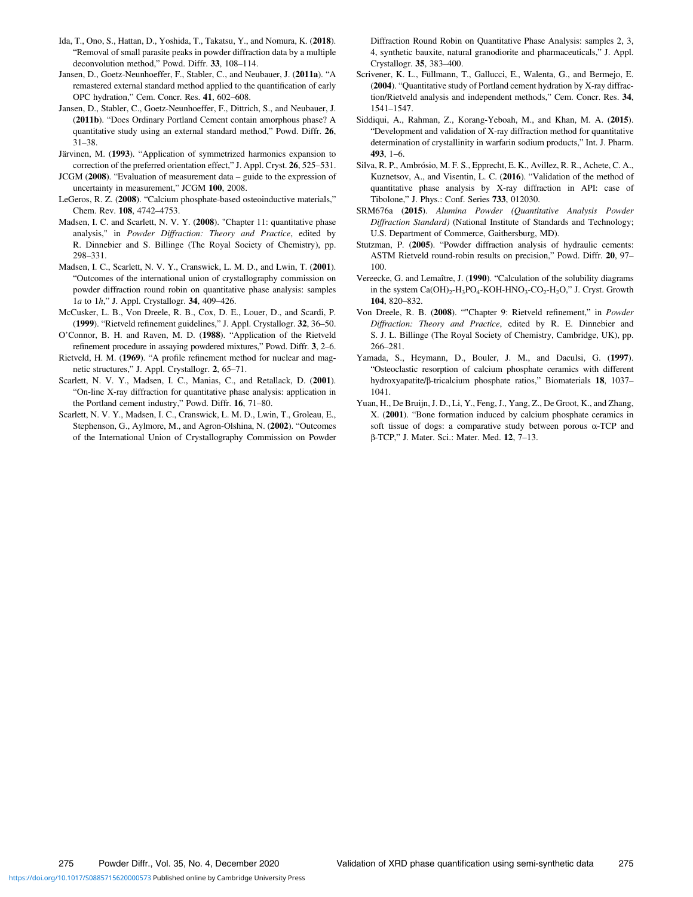Ida, T., Ono, S., Hattan, D., Yoshida, T., Takatsu, Y., and Nomura, K. (**2018**). "Removal of small parasite peaks in powder diffraction data by a multiple deconvolution method," Powd. Diffr. **33**, 108–114.

Jansen, D., Goetz-Neunhoeffer, F., Stabler, C., and Neubauer, J. (**2011a**). "A remastered external standard method applied to the quantification of early OPC hydration," Cem. Concr. Res. **41**, 602–608.

Jansen, D., Stabler, C., Goetz-Neunhoeffer, F., Dittrich, S., and Neubauer, J. (**2011b**). "Does Ordinary Portland Cement contain amorphous phase? A quantitative study using an external standard method," Powd. Diffr. **26**, 31–38.

Järvinen, M. (**1993**). "Application of symmetrized harmonics expansion to correction of the preferred orientation effect," J. Appl. Cryst. **26**, 525–531.

JCGM (**2008**). "Evaluation of measurement data – guide to the expression of uncertainty in measurement," JCGM **100**, 2008.

LeGeros, R. Z. (**2008**). "Calcium phosphate-based osteoinductive materials," Chem. Rev. **108**, 4742–4753.

Madsen, I. C. and Scarlett, N. V. Y. (**2008**). "Chapter 11: quantitative phase analysis," in *Powder Diffraction: Theory and Practice*, edited by R. Dinnebier and S. Billinge (The Royal Society of Chemistry), pp. 298–331.

Madsen, I. C., Scarlett, N. V. Y., Cranswick, L. M. D., and Lwin, T. (**2001**). "Outcomes of the international union of crystallography commission on powder diffraction round robin on quantitative phase analysis: samples 1*a* to 1*h*," J. Appl. Crystallogr. **34**, 409–426.

McCusker, L. B., Von Dreele, R. B., Cox, D. E., Louer, D., and Scardi, P. (**1999**). "Rietveld refinement guidelines," J. Appl. Crystallogr. **32**, 36–50.

O'Connor, B. H. and Raven, M. D. (**1988**). "Application of the Rietveld refinement procedure in assaying powdered mixtures," Powd. Diffr. **3**, 2–6.

Rietveld, H. M. (**1969**). "A profile refinement method for nuclear and magnetic structures," J. Appl. Crystallogr. **2**, 65–71.

Scarlett, N. V. Y., Madsen, I. C., Manias, C., and Retallack, D. (**2001**). "On-line X-ray diffraction for quantitative phase analysis: application in the Portland cement industry," Powd. Diffr. **16**, 71–80.

Scarlett, N. V. Y., Madsen, I. C., Cranswick, L. M. D., Lwin, T., Groleau, E., Stephenson, G., Aylmore, M., and Agron-Olshina, N. (**2002**). "Outcomes of the International Union of Crystallography Commission on Powder Diffraction Round Robin on Quantitative Phase Analysis: samples 2, 3, 4, synthetic bauxite, natural granodiorite and pharmaceuticals," J. Appl. Crystallogr. **35**, 383–400.

Scrivener, K. L., Füllmann, T., Gallucci, E., Walenta, G., and Bermejo, E. (**2004**). "Quantitative study of Portland cement hydration by X-ray diffraction/Rietveld analysis and independent methods," Cem. Concr. Res. **34**, 1541–1547.

Siddiqui, A., Rahman, Z., Korang-Yeboah, M., and Khan, M. A. (**2015**). "Development and validation of X-ray diffraction method for quantitative determination of crystallinity in warfarin sodium products," Int. J. Pharm. **493**, 1–6.

Silva, R. P., Ambrósio, M. F. S., Epprecht, E. K., Avillez, R. R., Achete, C. A., Kuznetsov, A., and Visentin, L. C. (**2016**). "Validation of the method of quantitative phase analysis by X-ray diffraction in API: case of Tibolone," J. Phys.: Conf. Series **733**, 012030.

SRM676a (**2015**). *Alumina Powder (Quantitative Analysis Powder Diffraction Standard)* (National Institute of Standards and Technology; U.S. Department of Commerce, Gaithersburg, MD).

Stutzman, P. (**2005**). "Powder diffraction analysis of hydraulic cements: ASTM Rietveld round-robin results on precision," Powd. Diffr. **20**, 97–100.

Vereecke, G. and Lemaître, J. (**1990**). "Calculation of the solubility diagrams in the system $Ca(OH)_2$-$H_3PO_4$-KOH-$HNO_3$-$CO_2$-$H_2O$," J. Cryst. Growth **104**, 820–832.

Von Dreele, R. B. (**2008**). ""Chapter 9: Rietveld refinement," in *Powder Diffraction: Theory and Practice*, edited by R. E. Dinnebier and S. J. L. Billinge (The Royal Society of Chemistry, Cambridge, UK), pp. 266–281.

Yamada, S., Heymann, D., Bouler, J. M., and Daculsi, G. (**1997**). "Osteoclastic resorption of calcium phosphate ceramics with different hydroxyapatite/β-tricalcium phosphate ratios," Biomaterials **18**, 1037–1041.

Yuan, H., De Bruijn, J. D., Li, Y., Feng, J., Yang, Z., De Groot, K., and Zhang, X. (**2001**). "Bone formation induced by calcium phosphate ceramics in soft tissue of dogs: a comparative study between porous α-TCP and β-TCP," J. Mater. Sci.: Mater. Med. **12**, 7–13.